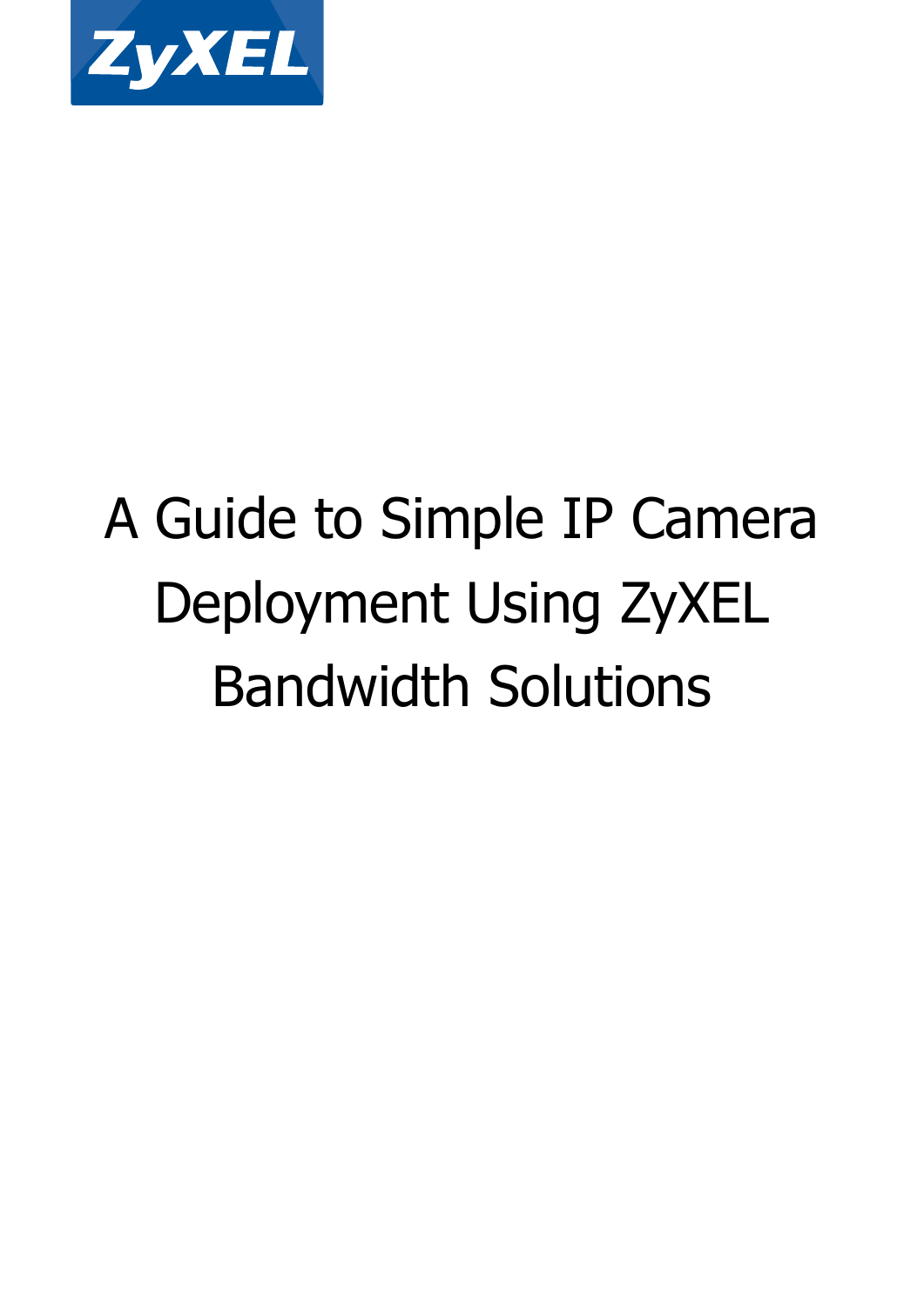ZyXEL

# A Guide to Simple IP Camera Deployment Using ZyXEL Bandwidth Solutions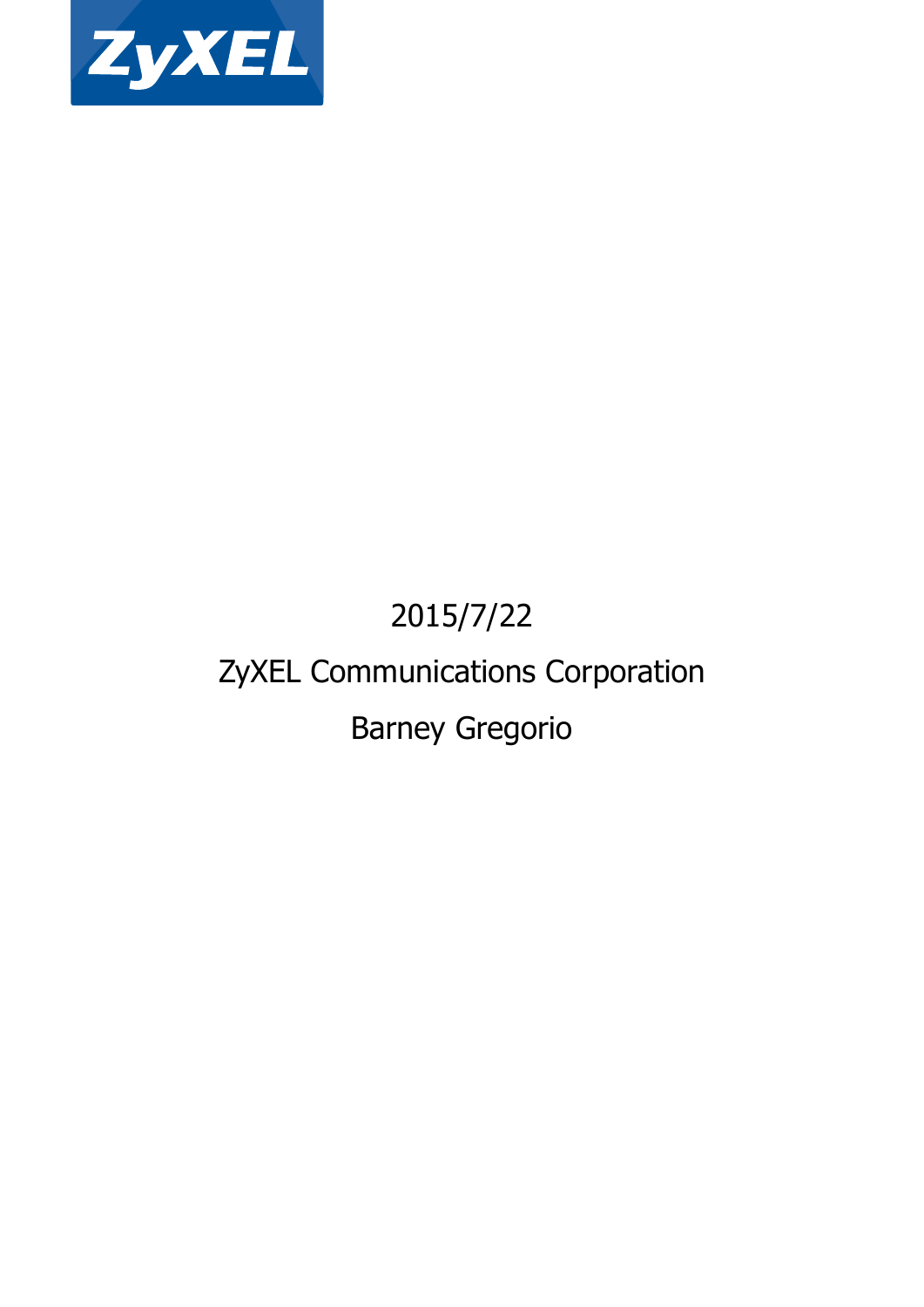ZyXEL

2015/7/22

ZyXEL Communications Corporation

Barney Gregorio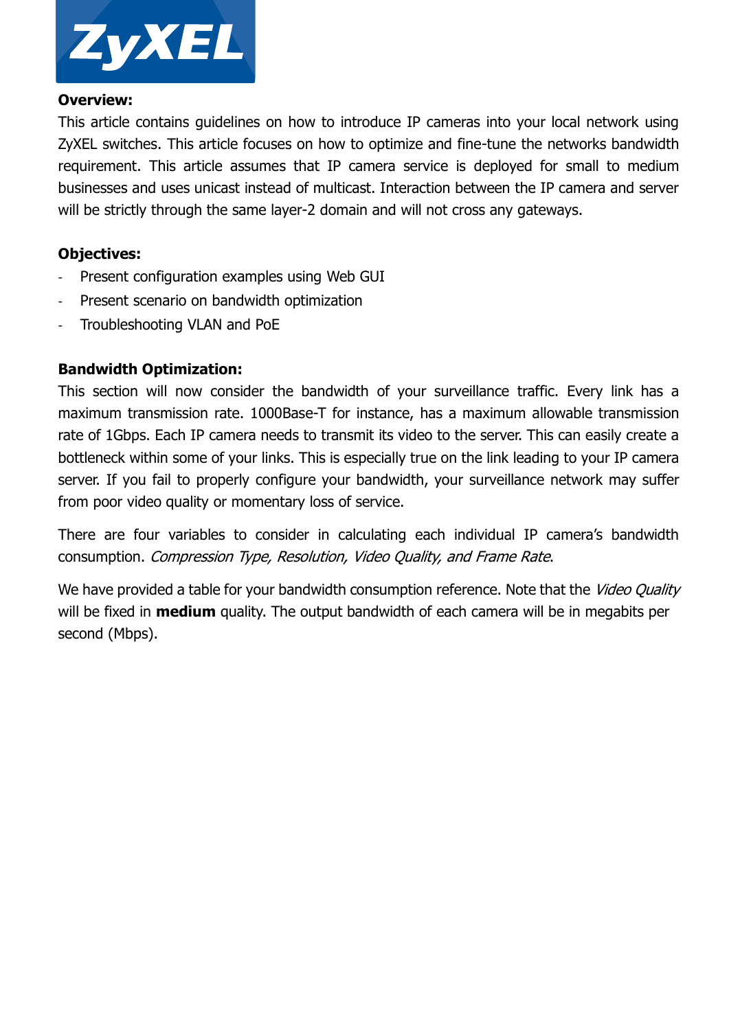**Overview:**

This article contains guidelines on how to introduce IP cameras into your local network using ZyXEL switches. This article focuses on how to optimize and fine-tune the networks bandwidth requirement. This article assumes that IP camera service is deployed for small to medium businesses and uses unicast instead of multicast. Interaction between the IP camera and server will be strictly through the same layer-2 domain and will not cross any gateways.

**Objectives:**

- Present configuration examples using Web GUI
- Present scenario on bandwidth optimization
- Troubleshooting VLAN and PoE

**Bandwidth Optimization:**

This section will now consider the bandwidth of your surveillance traffic. Every link has a maximum transmission rate. 1000Base-T for instance, has a maximum allowable transmission rate of 1Gbps. Each IP camera needs to transmit its video to the server. This can easily create a bottleneck within some of your links. This is especially true on the link leading to your IP camera server. If you fail to properly configure your bandwidth, your surveillance network may suffer from poor video quality or momentary loss of service.

There are four variables to consider in calculating each individual IP camera's bandwidth consumption. *Compression Type, Resolution, Video Quality, and Frame Rate*.

We have provided a table for your bandwidth consumption reference. Note that the *Video Quality* will be fixed in **medium** quality. The output bandwidth of each camera will be in megabits per second (Mbps).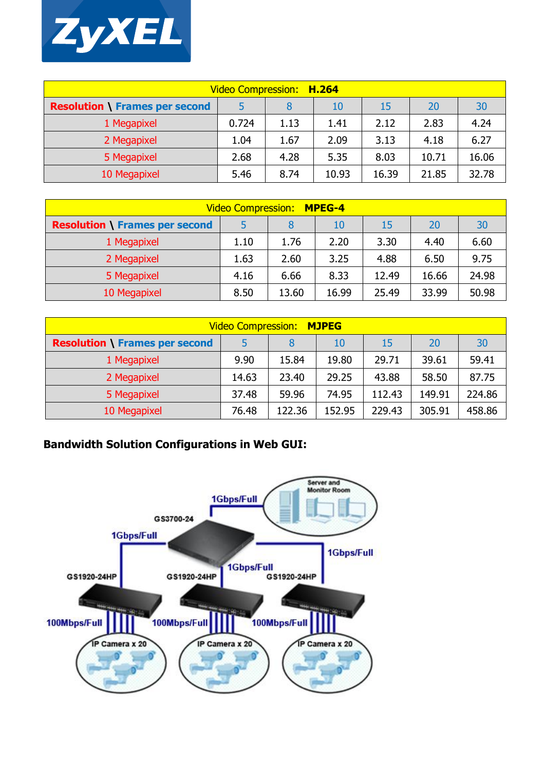| Video Compression: **H.264** | | | | | | |
|---|---|---|---|---|---|---|
| **Resolution \ Frames per second** | 5 | 8 | 10 | 15 | 20 | 30 |
| 1 Megapixel | 0.724 | 1.13 | 1.41 | 2.12 | 2.83 | 4.24 |
| 2 Megapixel | 1.04 | 1.67 | 2.09 | 3.13 | 4.18 | 6.27 |
| 5 Megapixel | 2.68 | 4.28 | 5.35 | 8.03 | 10.71 | 16.06 |
| 10 Megapixel | 5.46 | 8.74 | 10.93 | 16.39 | 21.85 | 32.78 |

| Video Compression: **MPEG-4** | | | | | | |
|---|---|---|---|---|---|---|
| **Resolution \ Frames per second** | 5 | 8 | 10 | 15 | 20 | 30 |
| 1 Megapixel | 1.10 | 1.76 | 2.20 | 3.30 | 4.40 | 6.60 |
| 2 Megapixel | 1.63 | 2.60 | 3.25 | 4.88 | 6.50 | 9.75 |
| 5 Megapixel | 4.16 | 6.66 | 8.33 | 12.49 | 16.66 | 24.98 |
| 10 Megapixel | 8.50 | 13.60 | 16.99 | 25.49 | 33.99 | 50.98 |

| Video Compression: **MJPEG** | | | | | | |
|---|---|---|---|---|---|---|
| **Resolution \ Frames per second** | 5 | 8 | 10 | 15 | 20 | 30 |
| 1 Megapixel | 9.90 | 15.84 | 19.80 | 29.71 | 39.61 | 59.41 |
| 2 Megapixel | 14.63 | 23.40 | 29.25 | 43.88 | 58.50 | 87.75 |
| 5 Megapixel | 37.48 | 59.96 | 74.95 | 112.43 | 149.91 | 224.86 |
| 10 Megapixel | 76.48 | 122.36 | 152.95 | 229.43 | 305.91 | 458.86 |

**Bandwidth Solution Configurations in Web GUI:**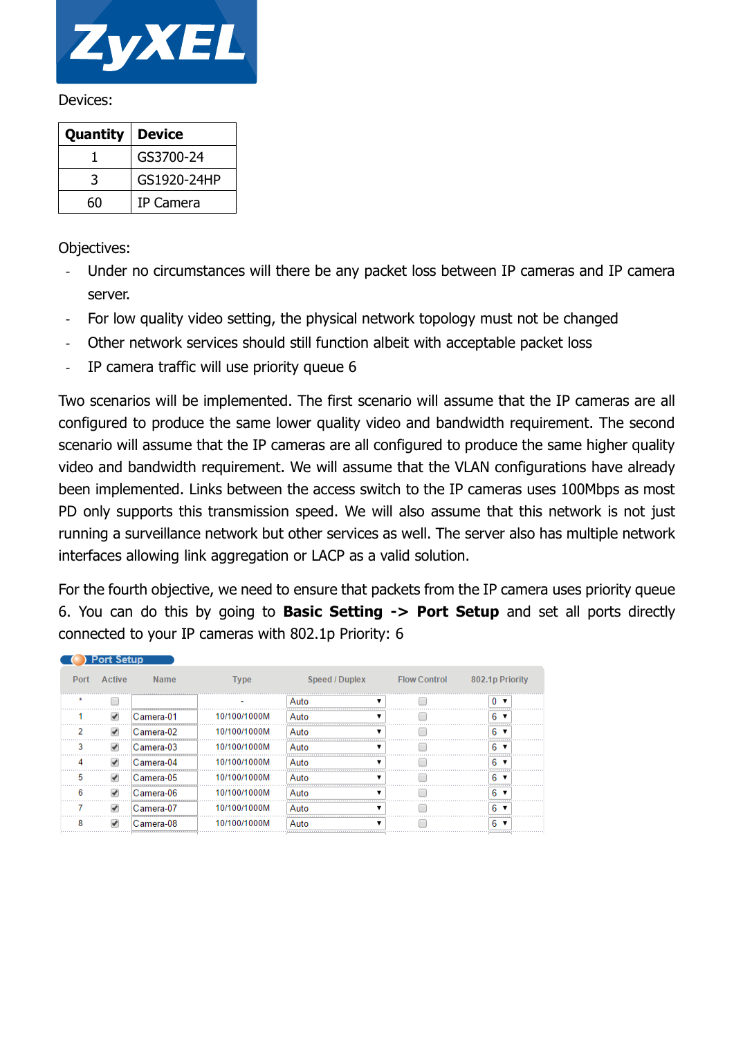Devices:

| Quantity | Device |
|---|---|
| 1 | GS3700-24 |
| 3 | GS1920-24HP |
| 60 | IP Camera |

Objectives:

- Under no circumstances will there be any packet loss between IP cameras and IP camera server.
- For low quality video setting, the physical network topology must not be changed
- Other network services should still function albeit with acceptable packet loss
- IP camera traffic will use priority queue 6

Two scenarios will be implemented. The first scenario will assume that the IP cameras are all configured to produce the same lower quality video and bandwidth requirement. The second scenario will assume that the IP cameras are all configured to produce the same higher quality video and bandwidth requirement. We will assume that the VLAN configurations have already been implemented. Links between the access switch to the IP cameras uses 100Mbps as most PD only supports this transmission speed. We will also assume that this network is not just running a surveillance network but other services as well. The server also has multiple network interfaces allowing link aggregation or LACP as a valid solution.

For the fourth objective, we need to ensure that packets from the IP camera uses priority queue 6. You can do this by going to **Basic Setting -> Port Setup** and set all ports directly connected to your IP cameras with 802.1p Priority: 6

Port Setup

| Port | Active | Name | Type | Speed / Duplex | Flow Control | 802.1p Priority |
|---|---|---|---|---|---|---|
| * | ☐ | | - | Auto | ☐ | 0 |
| 1 | ☑ | Camera-01 | 10/100/1000M | Auto | ☐ | 6 |
| 2 | ☑ | Camera-02 | 10/100/1000M | Auto | ☐ | 6 |
| 3 | ☑ | Camera-03 | 10/100/1000M | Auto | ☐ | 6 |
| 4 | ☑ | Camera-04 | 10/100/1000M | Auto | ☐ | 6 |
| 5 | ☑ | Camera-05 | 10/100/1000M | Auto | ☐ | 6 |
| 6 | ☑ | Camera-06 | 10/100/1000M | Auto | ☐ | 6 |
| 7 | ☑ | Camera-07 | 10/100/1000M | Auto | ☐ | 6 |
| 8 | ☑ | Camera-08 | 10/100/1000M | Auto | ☐ | 6 |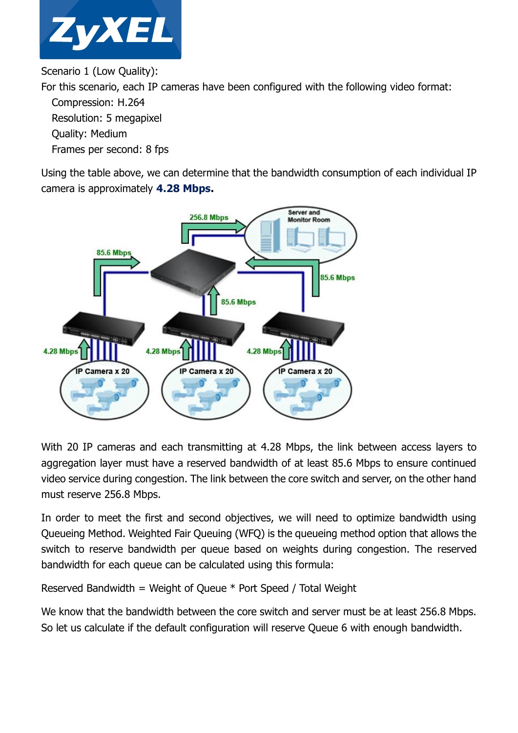Scenario 1 (Low Quality):

For this scenario, each IP cameras have been configured with the following video format:

Compression: H.264
Resolution: 5 megapixel
Quality: Medium
Frames per second: 8 fps

Using the table above, we can determine that the bandwidth consumption of each individual IP camera is approximately **4.28 Mbps.**

With 20 IP cameras and each transmitting at 4.28 Mbps, the link between access layers to aggregation layer must have a reserved bandwidth of at least 85.6 Mbps to ensure continued video service during congestion. The link between the core switch and server, on the other hand must reserve 256.8 Mbps.

In order to meet the first and second objectives, we will need to optimize bandwidth using Queueing Method. Weighted Fair Queuing (WFQ) is the queueing method option that allows the switch to reserve bandwidth per queue based on weights during congestion. The reserved bandwidth for each queue can be calculated using this formula:

Reserved Bandwidth = Weight of Queue * Port Speed / Total Weight

We know that the bandwidth between the core switch and server must be at least 256.8 Mbps. So let us calculate if the default configuration will reserve Queue 6 with enough bandwidth.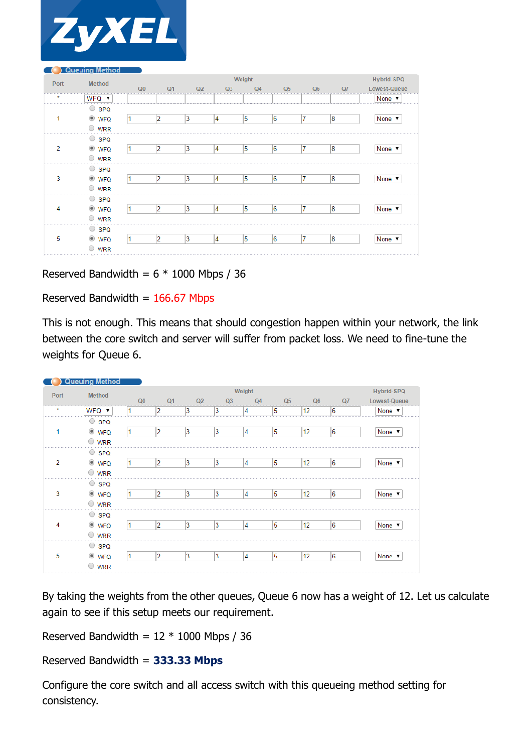ZyXEL

**Queuing Method**

| Port | Method | Weight | | | | | | | | Hybrid-SPQ |
|---|---|---|---|---|---|---|---|---|---|---|
| | | Q0 | Q1 | Q2 | Q3 | Q4 | Q5 | Q6 | Q7 | Lowest-Queue |
| * | WFQ | | | | | | | | | None |
| 1 | SPQ / WFQ (selected) / WRR | 1 | 2 | 3 | 4 | 5 | 6 | 7 | 8 | None |
| 2 | SPQ / WFQ (selected) / WRR | 1 | 2 | 3 | 4 | 5 | 6 | 7 | 8 | None |
| 3 | SPQ / WFQ (selected) / WRR | 1 | 2 | 3 | 4 | 5 | 6 | 7 | 8 | None |
| 4 | SPQ / WFQ (selected) / WRR | 1 | 2 | 3 | 4 | 5 | 6 | 7 | 8 | None |
| 5 | SPQ / WFQ (selected) / WRR | 1 | 2 | 3 | 4 | 5 | 6 | 7 | 8 | None |

Reserved Bandwidth = 6 * 1000 Mbps / 36

Reserved Bandwidth = 166.67 Mbps

This is not enough. This means that should congestion happen within your network, the link between the core switch and server will suffer from packet loss. We need to fine-tune the weights for Queue 6.

**Queuing Method**

| Port | Method | Weight | | | | | | | | Hybrid-SPQ |
|---|---|---|---|---|---|---|---|---|---|---|
| | | Q0 | Q1 | Q2 | Q3 | Q4 | Q5 | Q6 | Q7 | Lowest-Queue |
| * | WFQ | 1 | 2 | 3 | 3 | 4 | 5 | 12 | 6 | None |
| 1 | SPQ / WFQ (selected) / WRR | 1 | 2 | 3 | 3 | 4 | 5 | 12 | 6 | None |
| 2 | SPQ / WFQ (selected) / WRR | 1 | 2 | 3 | 3 | 4 | 5 | 12 | 6 | None |
| 3 | SPQ / WFQ (selected) / WRR | 1 | 2 | 3 | 3 | 4 | 5 | 12 | 6 | None |
| 4 | SPQ / WFQ (selected) / WRR | 1 | 2 | 3 | 3 | 4 | 5 | 12 | 6 | None |
| 5 | SPQ / WFQ (selected) / WRR | 1 | 2 | 3 | 3 | 4 | 5 | 12 | 6 | None |

By taking the weights from the other queues, Queue 6 now has a weight of 12. Let us calculate again to see if this setup meets our requirement.

Reserved Bandwidth = 12 * 1000 Mbps / 36

Reserved Bandwidth = **333.33 Mbps**

Configure the core switch and all access switch with this queueing method setting for consistency.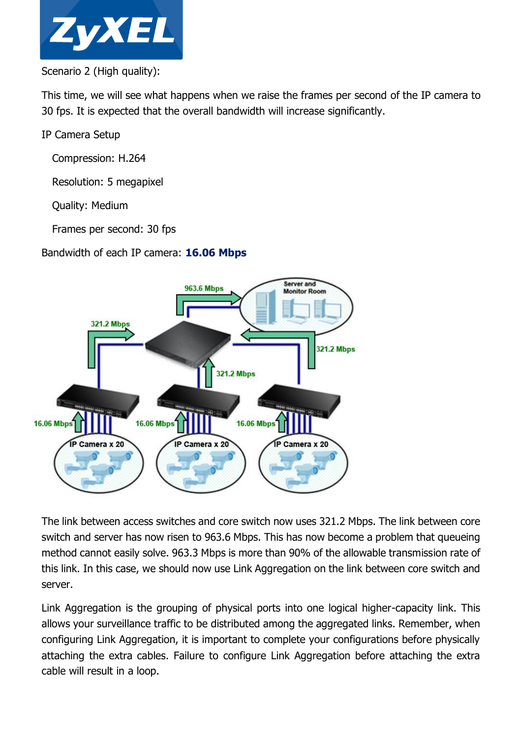Scenario 2 (High quality):

This time, we will see what happens when we raise the frames per second of the IP camera to 30 fps. It is expected that the overall bandwidth will increase significantly.

IP Camera Setup

Compression: H.264

Resolution: 5 megapixel

Quality: Medium

Frames per second: 30 fps

Bandwidth of each IP camera: **16.06 Mbps**

The link between access switches and core switch now uses 321.2 Mbps. The link between core switch and server has now risen to 963.6 Mbps. This has now become a problem that queueing method cannot easily solve. 963.3 Mbps is more than 90% of the allowable transmission rate of this link. In this case, we should now use Link Aggregation on the link between core switch and server.

Link Aggregation is the grouping of physical ports into one logical higher-capacity link. This allows your surveillance traffic to be distributed among the aggregated links. Remember, when configuring Link Aggregation, it is important to complete your configurations before physically attaching the extra cables. Failure to configure Link Aggregation before attaching the extra cable will result in a loop.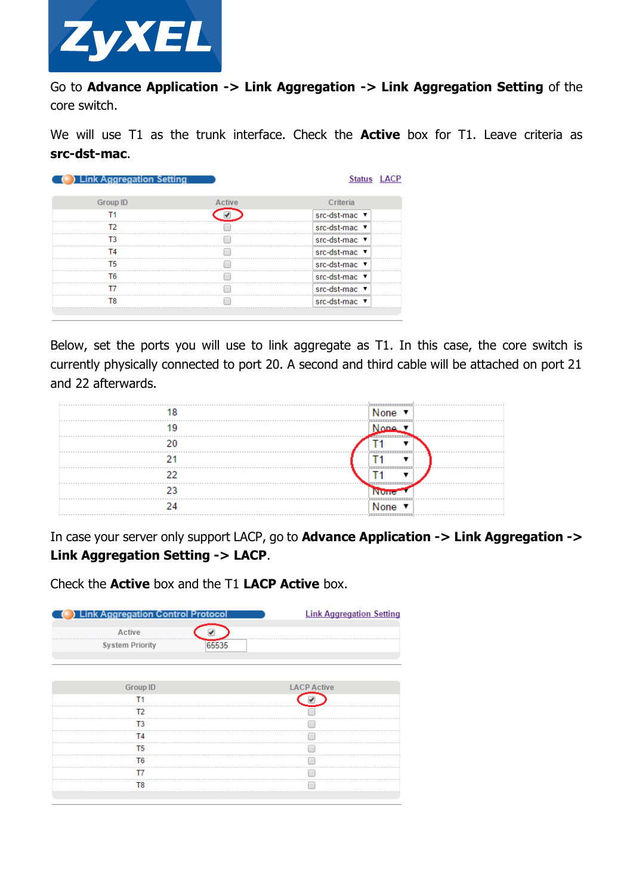Go to **Advance Application -> Link Aggregation -> Link Aggregation Setting** of the core switch.

We will use T1 as the trunk interface. Check the **Active** box for T1. Leave criteria as **src-dst-mac**.

**Link Aggregation Setting** — Status | LACP

| Group ID | Active | Criteria |
|---|---|---|
| T1 | ☑ | src-dst-mac |
| T2 | ☐ | src-dst-mac |
| T3 | ☐ | src-dst-mac |
| T4 | ☐ | src-dst-mac |
| T5 | ☐ | src-dst-mac |
| T6 | ☐ | src-dst-mac |
| T7 | ☐ | src-dst-mac |
| T8 | ☐ | src-dst-mac |

Below, set the ports you will use to link aggregate as T1. In this case, the core switch is currently physically connected to port 20. A second and third cable will be attached on port 21 and 22 afterwards.

| Port | Group |
|---|---|
| 18 | None |
| 19 | None |
| 20 | T1 |
| 21 | T1 |
| 22 | T1 |
| 23 | None |
| 24 | None |

In case your server only support LACP, go to **Advance Application -> Link Aggregation -> Link Aggregation Setting -> LACP**.

Check the **Active** box and the T1 **LACP Active** box.

**Link Aggregation Control Protocol** — Link Aggregation Setting

| | |
|---|---|
| Active | ☑ |
| System Priority | 65535 |

| Group ID | LACP Active |
|---|---|
| T1 | ☑ |
| T2 | ☐ |
| T3 | ☐ |
| T4 | ☐ |
| T5 | ☐ |
| T6 | ☐ |
| T7 | ☐ |
| T8 | ☐ |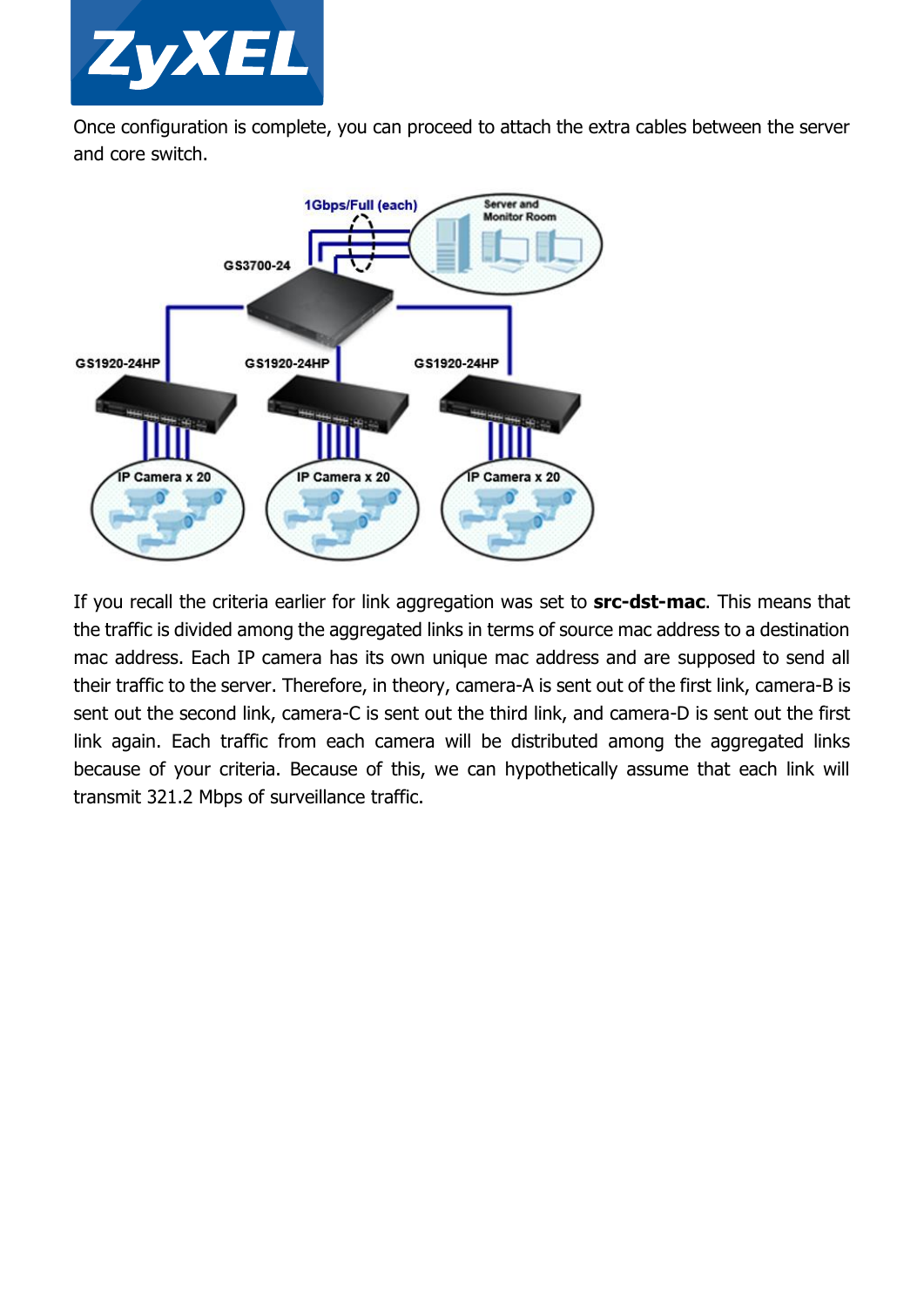Once configuration is complete, you can proceed to attach the extra cables between the server and core switch.

If you recall the criteria earlier for link aggregation was set to **src-dst-mac**. This means that the traffic is divided among the aggregated links in terms of source mac address to a destination mac address. Each IP camera has its own unique mac address and are supposed to send all their traffic to the server. Therefore, in theory, camera-A is sent out of the first link, camera-B is sent out the second link, camera-C is sent out the third link, and camera-D is sent out the first link again. Each traffic from each camera will be distributed among the aggregated links because of your criteria. Because of this, we can hypothetically assume that each link will transmit 321.2 Mbps of surveillance traffic.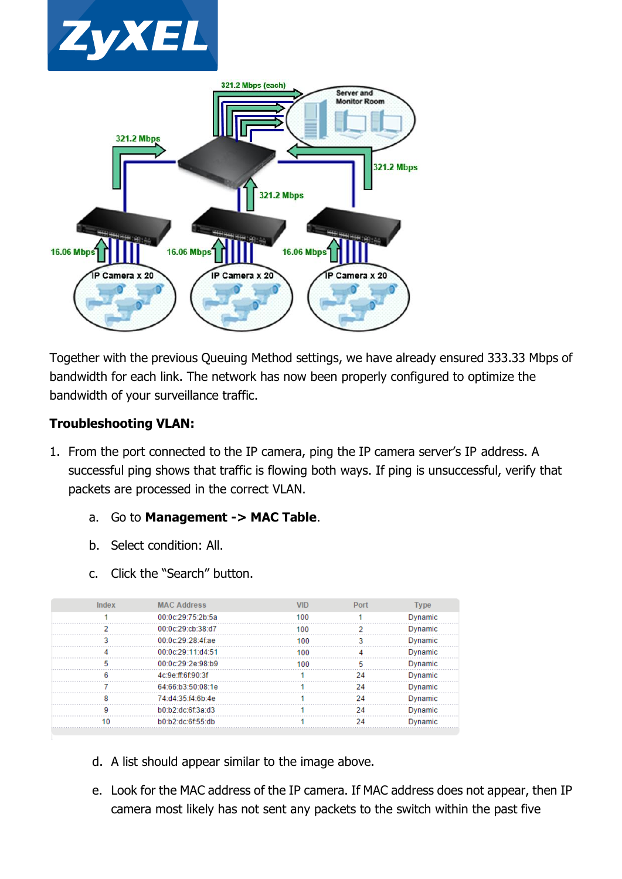Together with the previous Queuing Method settings, we have already ensured 333.33 Mbps of bandwidth for each link. The network has now been properly configured to optimize the bandwidth of your surveillance traffic.

**Troubleshooting VLAN:**

1. From the port connected to the IP camera, ping the IP camera server's IP address. A successful ping shows that traffic is flowing both ways. If ping is unsuccessful, verify that packets are processed in the correct VLAN.

   a. Go to **Management -> MAC Table**.

   b. Select condition: All.

   c. Click the "Search" button.

| Index | MAC Address | VID | Port | Type |
|---|---|---|---|---|
| 1 | 00:0c:29:75:2b:5a | 100 | 1 | Dynamic |
| 2 | 00:0c:29:cb:38:d7 | 100 | 2 | Dynamic |
| 3 | 00:0c:29:28:4f:ae | 100 | 3 | Dynamic |
| 4 | 00:0c:29:11:d4:51 | 100 | 4 | Dynamic |
| 5 | 00:0c:29:2e:98:b9 | 100 | 5 | Dynamic |
| 6 | 4c:9e:ff:6f:90:3f | 1 | 24 | Dynamic |
| 7 | 64:66:b3:50:08:1e | 1 | 24 | Dynamic |
| 8 | 74:d4:35:f4:6b:4e | 1 | 24 | Dynamic |
| 9 | b0:b2:dc:6f:3a:d3 | 1 | 24 | Dynamic |
| 10 | b0:b2:dc:6f:55:db | 1 | 24 | Dynamic |

   d. A list should appear similar to the image above.

   e. Look for the MAC address of the IP camera. If MAC address does not appear, then IP camera most likely has not sent any packets to the switch within the past five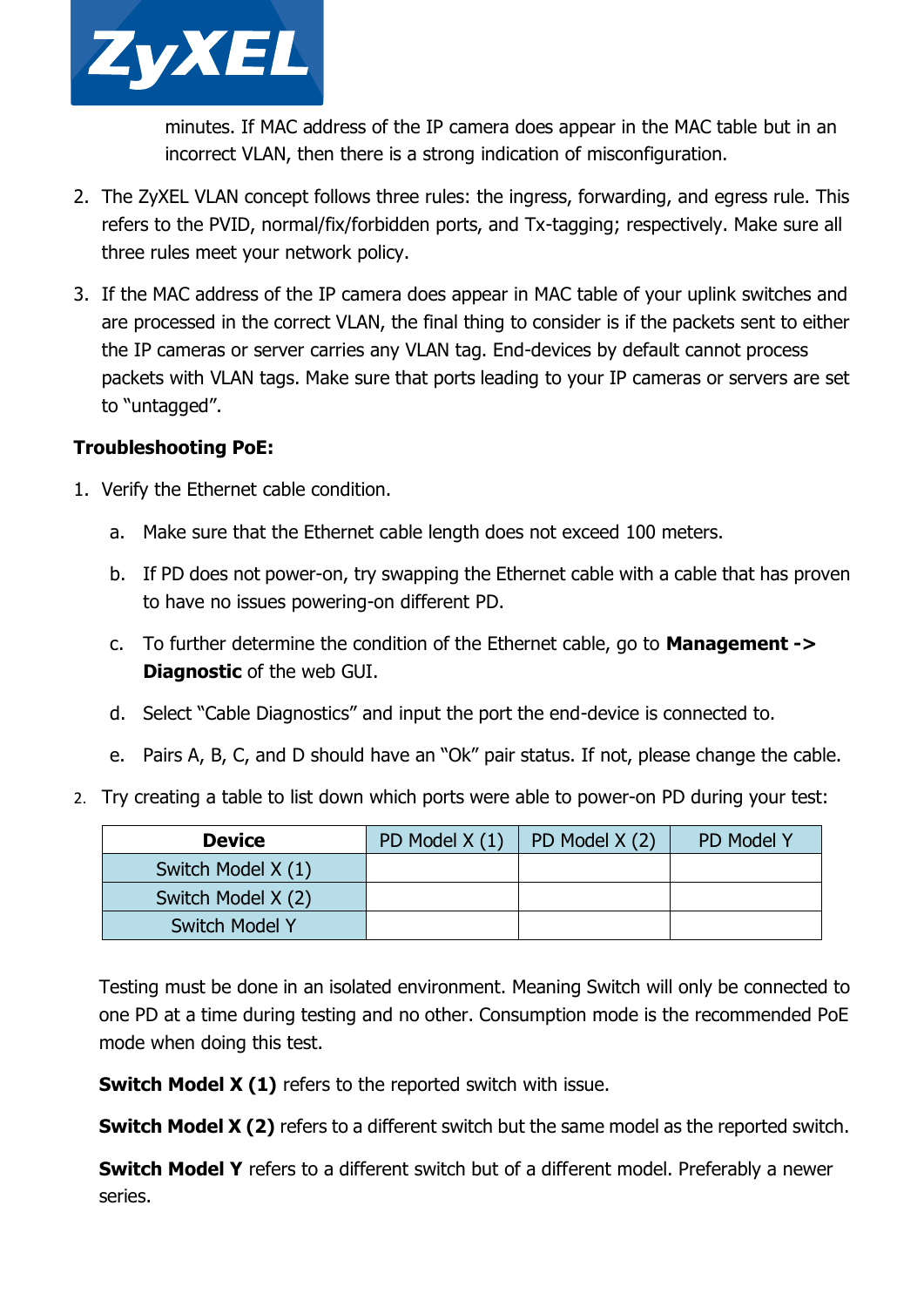minutes. If MAC address of the IP camera does appear in the MAC table but in an incorrect VLAN, then there is a strong indication of misconfiguration.

2. The ZyXEL VLAN concept follows three rules: the ingress, forwarding, and egress rule. This refers to the PVID, normal/fix/forbidden ports, and Tx-tagging; respectively. Make sure all three rules meet your network policy.

3. If the MAC address of the IP camera does appear in MAC table of your uplink switches and are processed in the correct VLAN, the final thing to consider is if the packets sent to either the IP cameras or server carries any VLAN tag. End-devices by default cannot process packets with VLAN tags. Make sure that ports leading to your IP cameras or servers are set to "untagged".

**Troubleshooting PoE:**

1. Verify the Ethernet cable condition.
   a. Make sure that the Ethernet cable length does not exceed 100 meters.
   b. If PD does not power-on, try swapping the Ethernet cable with a cable that has proven to have no issues powering-on different PD.
   c. To further determine the condition of the Ethernet cable, go to **Management -> Diagnostic** of the web GUI.
   d. Select "Cable Diagnostics" and input the port the end-device is connected to.
   e. Pairs A, B, C, and D should have an "Ok" pair status. If not, please change the cable.

2. Try creating a table to list down which ports were able to power-on PD during your test:

| **Device** | PD Model X (1) | PD Model X (2) | PD Model Y |
|---|---|---|---|
| Switch Model X (1) | | | |
| Switch Model X (2) | | | |
| Switch Model Y | | | |

Testing must be done in an isolated environment. Meaning Switch will only be connected to one PD at a time during testing and no other. Consumption mode is the recommended PoE mode when doing this test.

**Switch Model X (1)** refers to the reported switch with issue.

**Switch Model X (2)** refers to a different switch but the same model as the reported switch.

**Switch Model Y** refers to a different switch but of a different model. Preferably a newer series.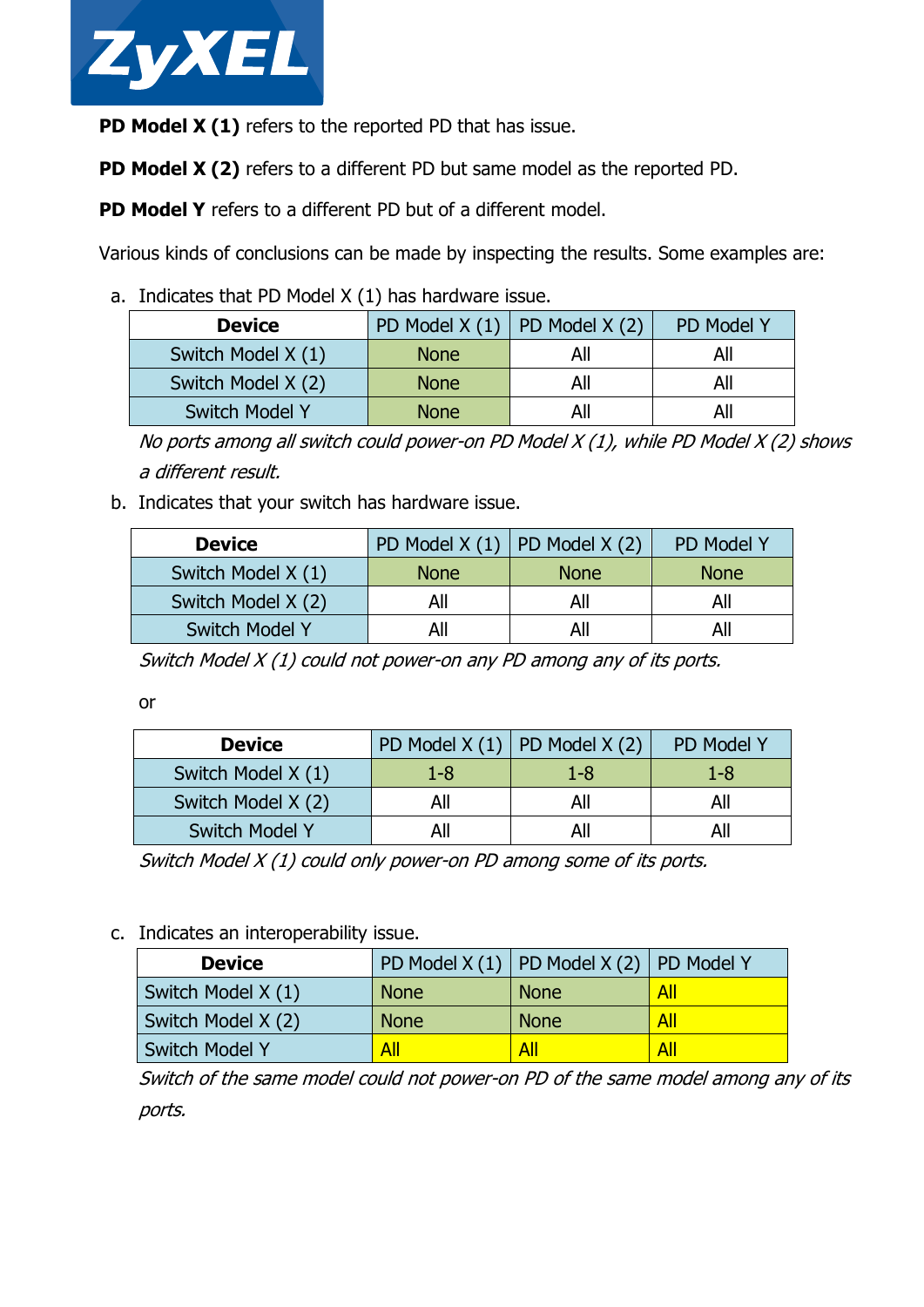**PD Model X (1)** refers to the reported PD that has issue.

**PD Model X (2)** refers to a different PD but same model as the reported PD.

**PD Model Y** refers to a different PD but of a different model.

Various kinds of conclusions can be made by inspecting the results. Some examples are:

a. Indicates that PD Model X (1) has hardware issue.

| **Device** | PD Model X (1) | PD Model X (2) | PD Model Y |
|---|---|---|---|
| Switch Model X (1) | None | All | All |
| Switch Model X (2) | None | All | All |
| Switch Model Y | None | All | All |

*No ports among all switch could power-on PD Model X (1), while PD Model X (2) shows a different result.*

b. Indicates that your switch has hardware issue.

| **Device** | PD Model X (1) | PD Model X (2) | PD Model Y |
|---|---|---|---|
| Switch Model X (1) | None | None | None |
| Switch Model X (2) | All | All | All |
| Switch Model Y | All | All | All |

*Switch Model X (1) could not power-on any PD among any of its ports.*

or

| **Device** | PD Model X (1) | PD Model X (2) | PD Model Y |
|---|---|---|---|
| Switch Model X (1) | 1-8 | 1-8 | 1-8 |
| Switch Model X (2) | All | All | All |
| Switch Model Y | All | All | All |

*Switch Model X (1) could only power-on PD among some of its ports.*

c. Indicates an interoperability issue.

| **Device** | PD Model X (1) | PD Model X (2) | PD Model Y |
|---|---|---|---|
| Switch Model X (1) | None | None | All |
| Switch Model X (2) | None | None | All |
| Switch Model Y | All | All | All |

*Switch of the same model could not power-on PD of the same model among any of its ports.*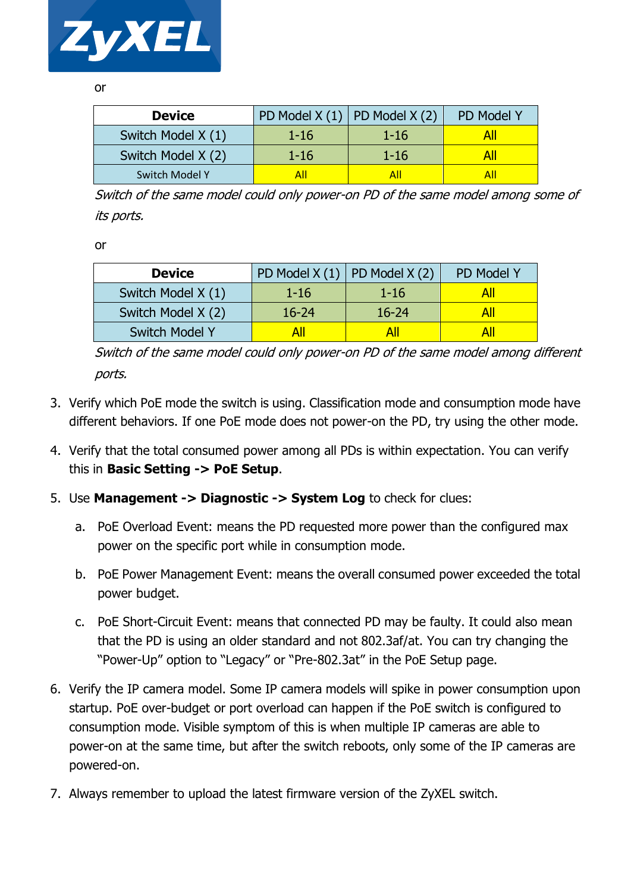or

| Device | PD Model X (1) | PD Model X (2) | PD Model Y |
|---|---|---|---|
| Switch Model X (1) | 1-16 | 1-16 | All |
| Switch Model X (2) | 1-16 | 1-16 | All |
| Switch Model Y | All | All | All |

*Switch of the same model could only power-on PD of the same model among some of its ports.*

or

| Device | PD Model X (1) | PD Model X (2) | PD Model Y |
|---|---|---|---|
| Switch Model X (1) | 1-16 | 1-16 | All |
| Switch Model X (2) | 16-24 | 16-24 | All |
| Switch Model Y | All | All | All |

*Switch of the same model could only power-on PD of the same model among different ports.*

3. Verify which PoE mode the switch is using. Classification mode and consumption mode have different behaviors. If one PoE mode does not power-on the PD, try using the other mode.
4. Verify that the total consumed power among all PDs is within expectation. You can verify this in **Basic Setting -> PoE Setup**.
5. Use **Management -> Diagnostic -> System Log** to check for clues:
    a. PoE Overload Event: means the PD requested more power than the configured max power on the specific port while in consumption mode.
    b. PoE Power Management Event: means the overall consumed power exceeded the total power budget.
    c. PoE Short-Circuit Event: means that connected PD may be faulty. It could also mean that the PD is using an older standard and not 802.3af/at. You can try changing the "Power-Up" option to "Legacy" or "Pre-802.3at" in the PoE Setup page.
6. Verify the IP camera model. Some IP camera models will spike in power consumption upon startup. PoE over-budget or port overload can happen if the PoE switch is configured to consumption mode. Visible symptom of this is when multiple IP cameras are able to power-on at the same time, but after the switch reboots, only some of the IP cameras are powered-on.
7. Always remember to upload the latest firmware version of the ZyXEL switch.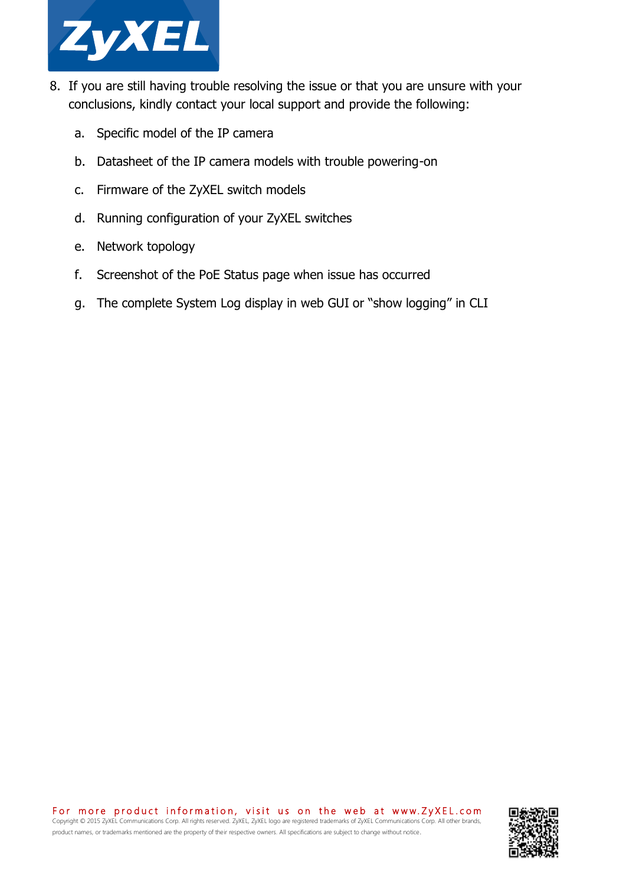8. If you are still having trouble resolving the issue or that you are unsure with your conclusions, kindly contact your local support and provide the following:

   a. Specific model of the IP camera

   b. Datasheet of the IP camera models with trouble powering-on

   c. Firmware of the ZyXEL switch models

   d. Running configuration of your ZyXEL switches

   e. Network topology

   f. Screenshot of the PoE Status page when issue has occurred

   g. The complete System Log display in web GUI or "show logging" in CLI